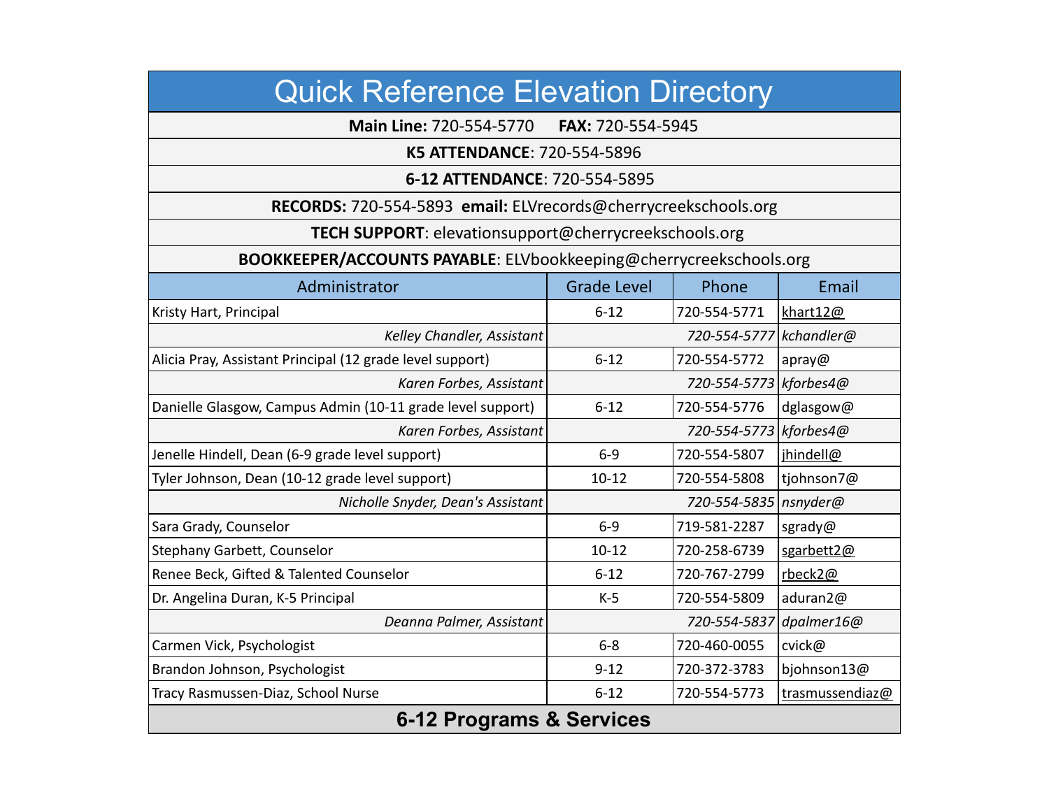# Quick Reference Elevation Directory

**Main Line:** 720-554-5770 **FAX:** 720-554-5945

**K5 ATTENDANCE**: 720-554-5896

**6-12 ATTENDANCE**: 720-554-5895

**RECORDS:** 720-554-5893 **email:** ELVrecords@cherrycreekschools.org

**TECH SUPPORT**: elevationsupport@cherrycreekschools.org

**BOOKKEEPER/ACCOUNTS PAYABLE**: ELVbookkeeping@cherrycreekschools.org

| Administrator | Grade Level | Phone | Email |
|---|---|---|---|
| Kristy Hart, Principal | 6-12 | 720-554-5771 | khart12@ |
| *Kelley Chandler, Assistant* | | *720-554-5777* | *kchandler@* |
| Alicia Pray, Assistant Principal (12 grade level support) | 6-12 | 720-554-5772 | apray@ |
| *Karen Forbes, Assistant* | | *720-554-5773* | *kforbes4@* |
| Danielle Glasgow, Campus Admin (10-11 grade level support) | 6-12 | 720-554-5776 | dglasgow@ |
| *Karen Forbes, Assistant* | | *720-554-5773* | *kforbes4@* |
| Jenelle Hindell, Dean (6-9 grade level support) | 6-9 | 720-554-5807 | jhindell@ |
| Tyler Johnson, Dean (10-12 grade level support) | 10-12 | 720-554-5808 | tjohnson7@ |
| *Nicholle Snyder, Dean's Assistant* | | *720-554-5835* | *nsnyder@* |
| Sara Grady, Counselor | 6-9 | 719-581-2287 | sgrady@ |
| Stephany Garbett, Counselor | 10-12 | 720-258-6739 | sgarbett2@ |
| Renee Beck, Gifted & Talented Counselor | 6-12 | 720-767-2799 | rbeck2@ |
| Dr. Angelina Duran, K-5 Principal | K-5 | 720-554-5809 | aduran2@ |
| *Deanna Palmer, Assistant* | | *720-554-5837* | *dpalmer16@* |
| Carmen Vick, Psychologist | 6-8 | 720-460-0055 | cvick@ |
| Brandon Johnson, Psychologist | 9-12 | 720-372-3783 | bjohnson13@ |
| Tracy Rasmussen-Diaz, School Nurse | 6-12 | 720-554-5773 | trasmussendiaz@ |

## 6-12 Programs & Services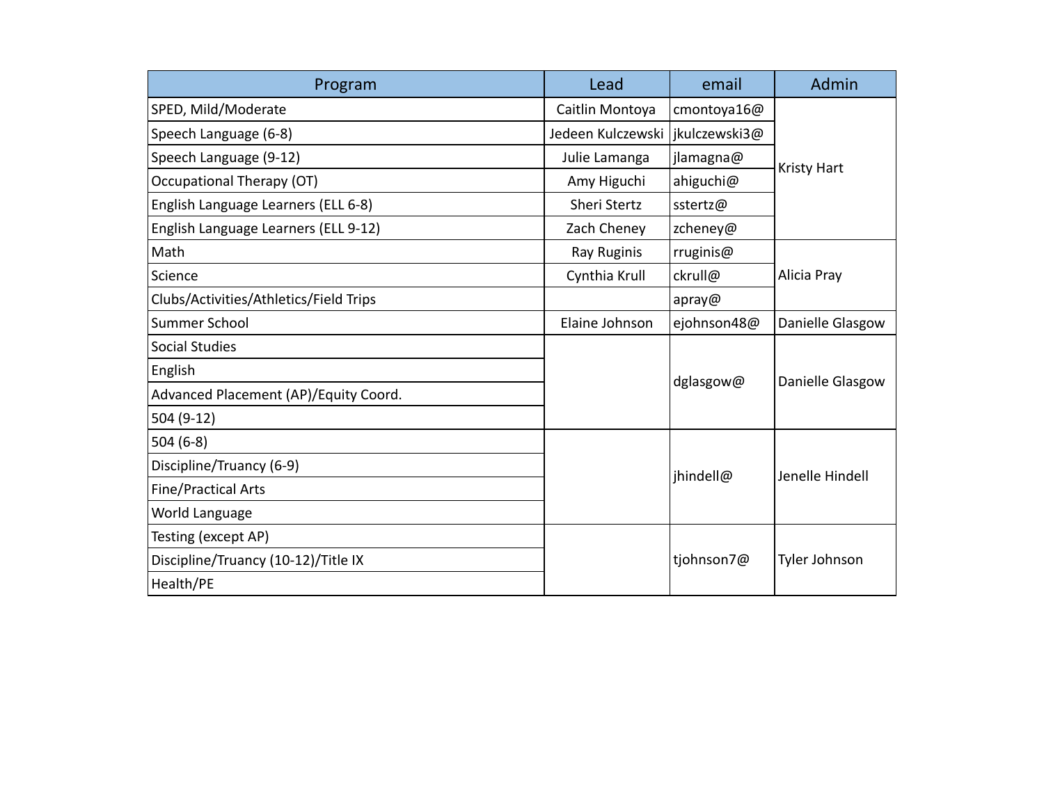| Program | Lead | email | Admin |
| --- | --- | --- | --- |
| SPED, Mild/Moderate | Caitlin Montoya | cmontoya16@ | Kristy Hart |
| Speech Language (6-8) | Jedeen Kulczewski | jkulczewski3@ | |
| Speech Language (9-12) | Julie Lamanga | jlamagna@ | |
| Occupational Therapy (OT) | Amy Higuchi | ahiguchi@ | |
| English Language Learners (ELL 6-8) | Sheri Stertz | sstertz@ | |
| English Language Learners (ELL 9-12) | Zach Cheney | zcheney@ | |
| Math | Ray Ruginis | rruginis@ | Alicia Pray |
| Science | Cynthia Krull | ckrull@ | |
| Clubs/Activities/Athletics/Field Trips | | apray@ | |
| Summer School | Elaine Johnson | ejohnson48@ | Danielle Glasgow |
| Social Studies | | dglasgow@ | Danielle Glasgow |
| English | | | |
| Advanced Placement (AP)/Equity Coord. | | | |
| 504 (9-12) | | | |
| 504 (6-8) | | jhindell@ | Jenelle Hindell |
| Discipline/Truancy (6-9) | | | |
| Fine/Practical Arts | | | |
| World Language | | | |
| Testing (except AP) | | tjohnson7@ | Tyler Johnson |
| Discipline/Truancy (10-12)/Title IX | | | |
| Health/PE | | | |